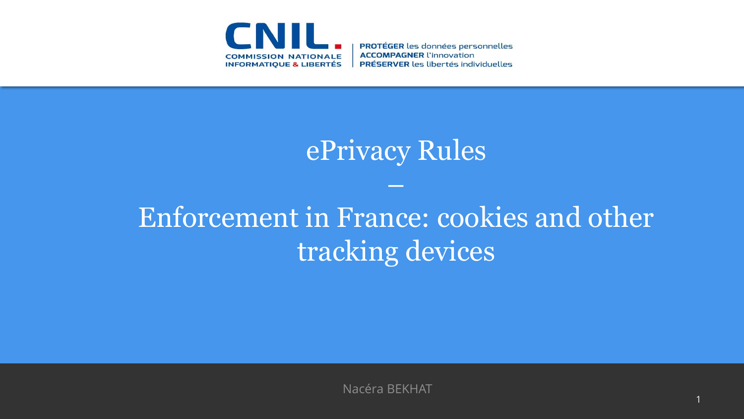CNIL.
COMMISSION NATIONALE INFORMATIQUE & LIBERTÉS

**PROTÉGER** les données personnelles
**ACCOMPAGNER** l'innovation
**PRÉSERVER** les libertés individuelles

# ePrivacy Rules

–

# Enforcement in France: cookies and other tracking devices

Nacéra BEKHAT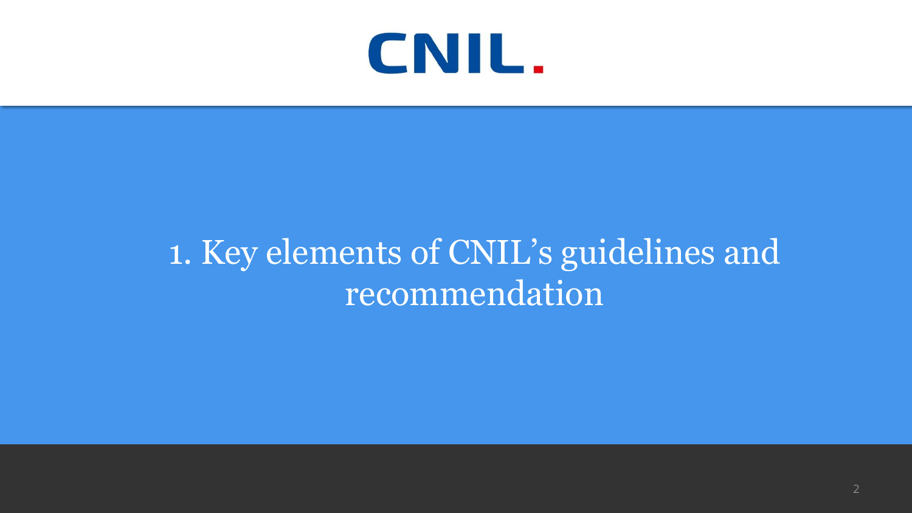CNIL.

# 1. Key elements of CNIL's guidelines and recommendation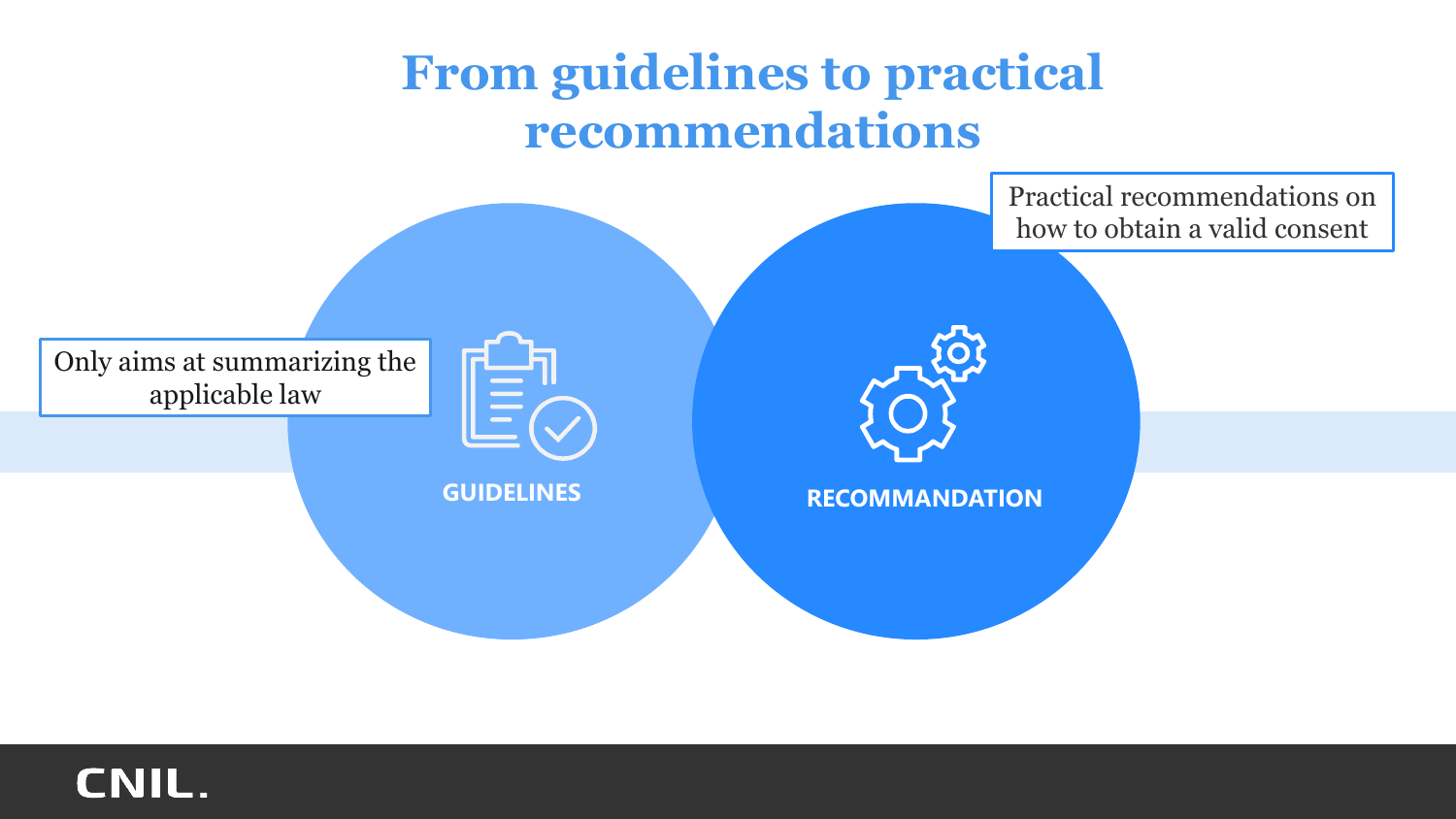# From guidelines to practical recommendations

Only aims at summarizing the applicable law

**GUIDELINES**

**RECOMMANDATION**

Practical recommendations on how to obtain a valid consent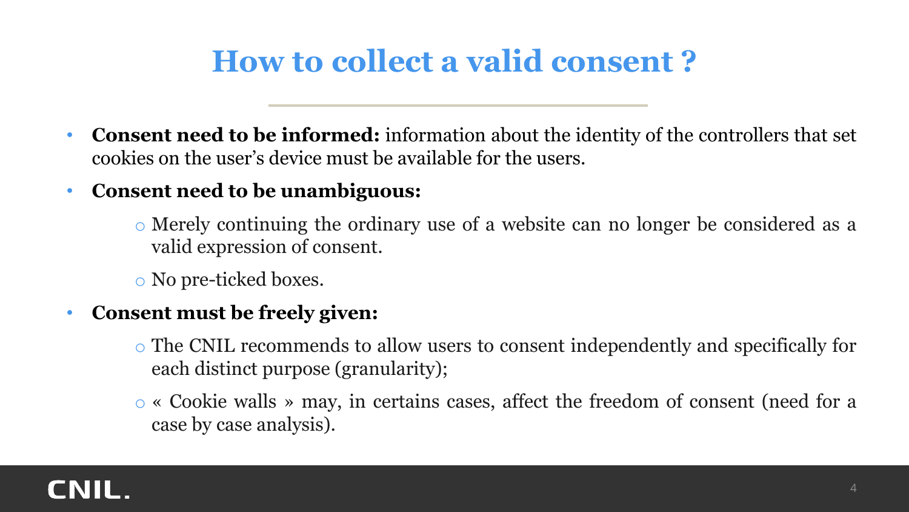# How to collect a valid consent ?

- **Consent need to be informed:** information about the identity of the controllers that set cookies on the user's device must be available for the users.
- **Consent need to be unambiguous:**
  - Merely continuing the ordinary use of a website can no longer be considered as a valid expression of consent.
  - No pre-ticked boxes.
- **Consent must be freely given:**
  - The CNIL recommends to allow users to consent independently and specifically for each distinct purpose (granularity);
  - « Cookie walls » may, in certains cases, affect the freedom of consent (need for a case by case analysis).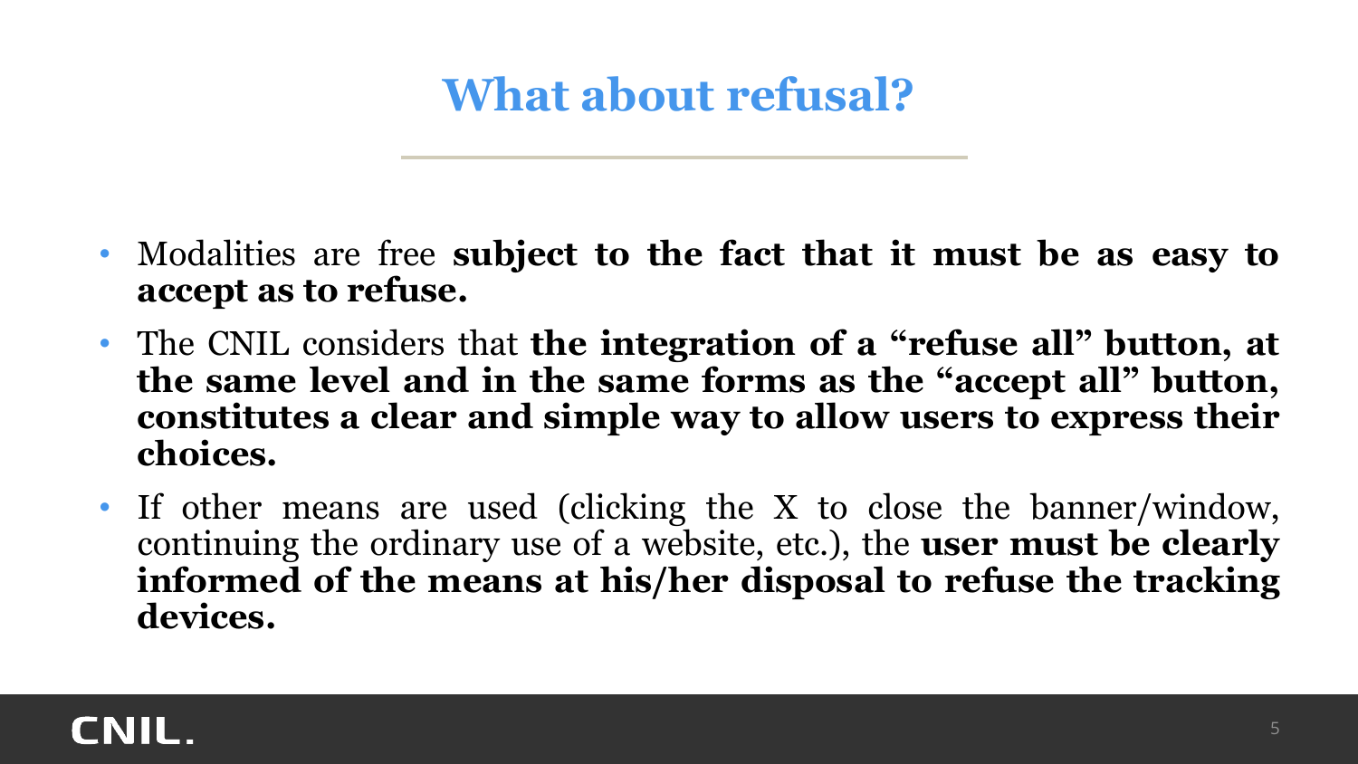# What about refusal?

- Modalities are free **subject to the fact that it must be as easy to accept as to refuse.**
- The CNIL considers that **the integration of a "refuse all" button, at the same level and in the same forms as the "accept all" button, constitutes a clear and simple way to allow users to express their choices.**
- If other means are used (clicking the X to close the banner/window, continuing the ordinary use of a website, etc.), the **user must be clearly informed of the means at his/her disposal to refuse the tracking devices.**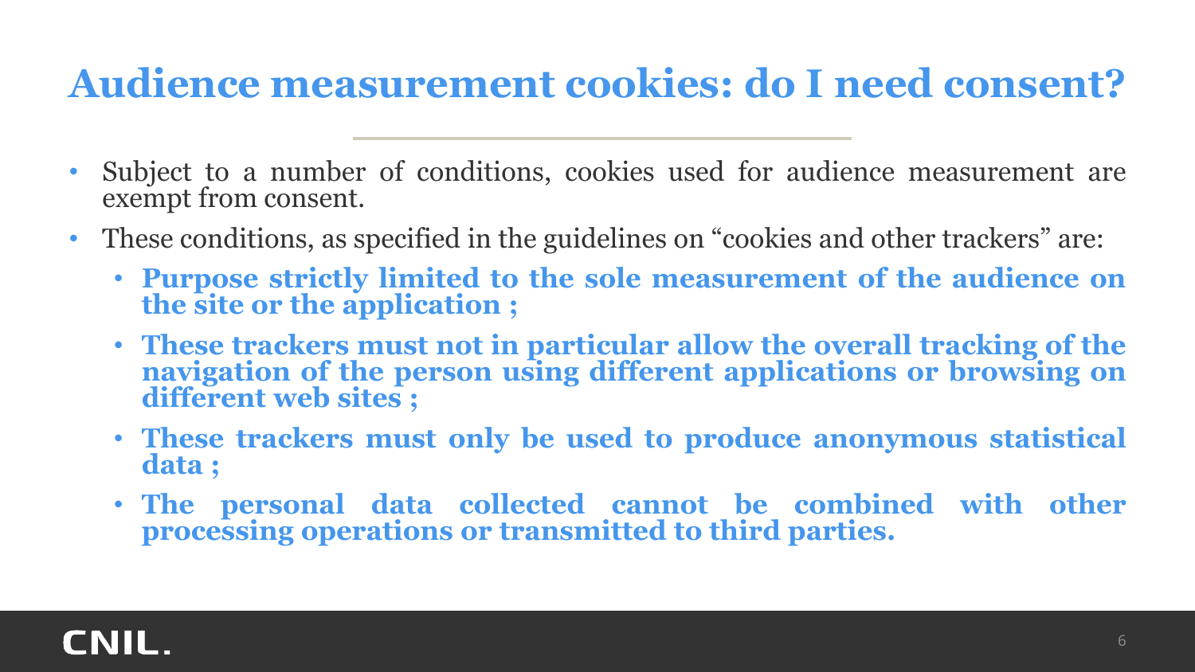# Audience measurement cookies: do I need consent?

- Subject to a number of conditions, cookies used for audience measurement are exempt from consent.
- These conditions, as specified in the guidelines on “cookies and other trackers” are:
  - **Purpose strictly limited to the sole measurement of the audience on the site or the application ;**
  - **These trackers must not in particular allow the overall tracking of the navigation of the person using different applications or browsing on different web sites ;**
  - **These trackers must only be used to produce anonymous statistical data ;**
  - **The personal data collected cannot be combined with other processing operations or transmitted to third parties.**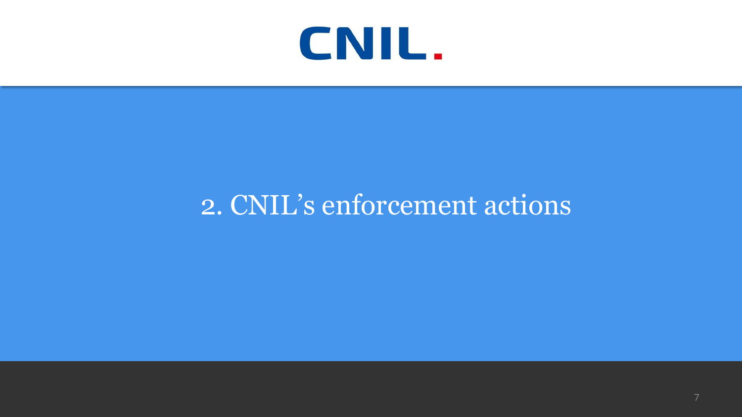# 2. CNIL's enforcement actions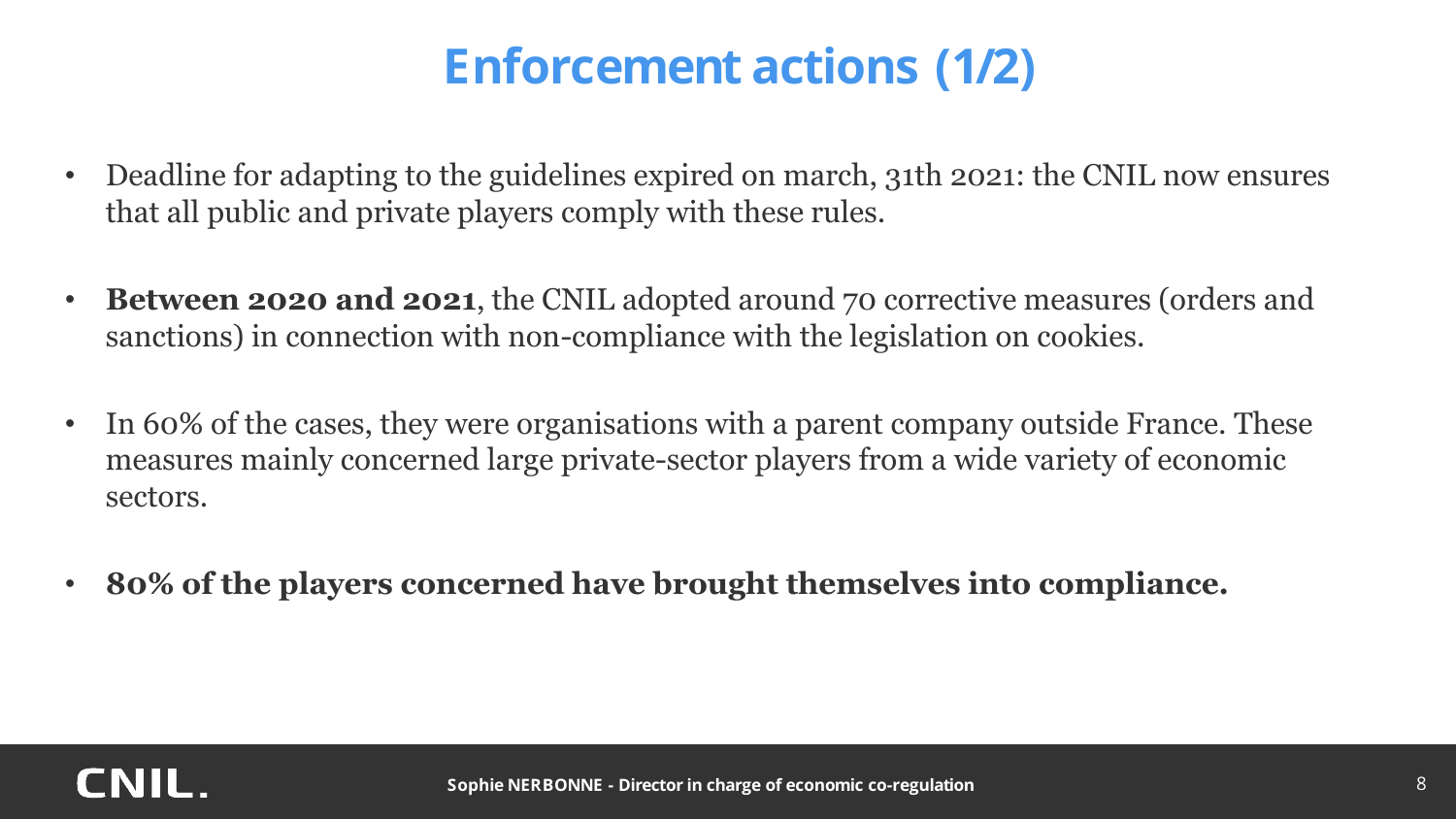# Enforcement actions (1/2)

- Deadline for adapting to the guidelines expired on march, 31th 2021: the CNIL now ensures that all public and private players comply with these rules.
- **Between 2020 and 2021**, the CNIL adopted around 70 corrective measures (orders and sanctions) in connection with non-compliance with the legislation on cookies.
- In 60% of the cases, they were organisations with a parent company outside France. These measures mainly concerned large private-sector players from a wide variety of economic sectors.
- **80% of the players concerned have brought themselves into compliance.**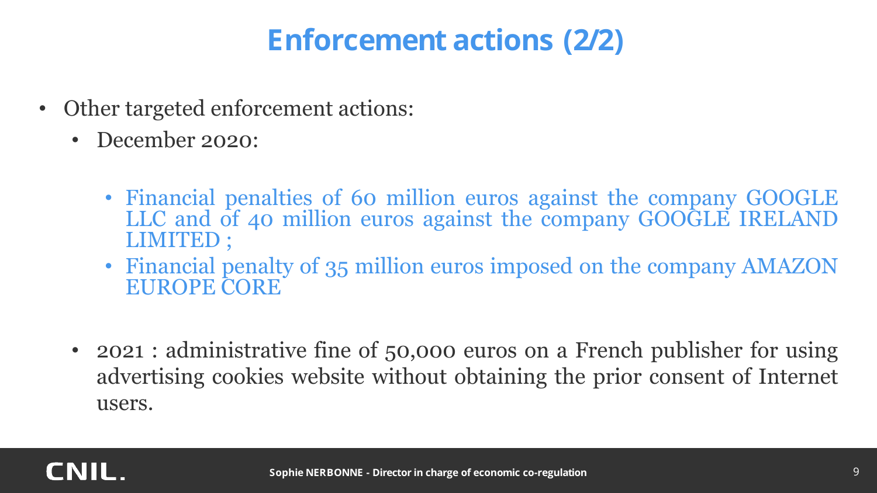# Enforcement actions (2/2)

- Other targeted enforcement actions:
  - December 2020:
    - Financial penalties of 60 million euros against the company GOOGLE LLC and of 40 million euros against the company GOOGLE IRELAND LIMITED ;
    - Financial penalty of 35 million euros imposed on the company AMAZON EUROPE CORE
  - 2021 : administrative fine of 50,000 euros on a French publisher for using advertising cookies website without obtaining the prior consent of Internet users.